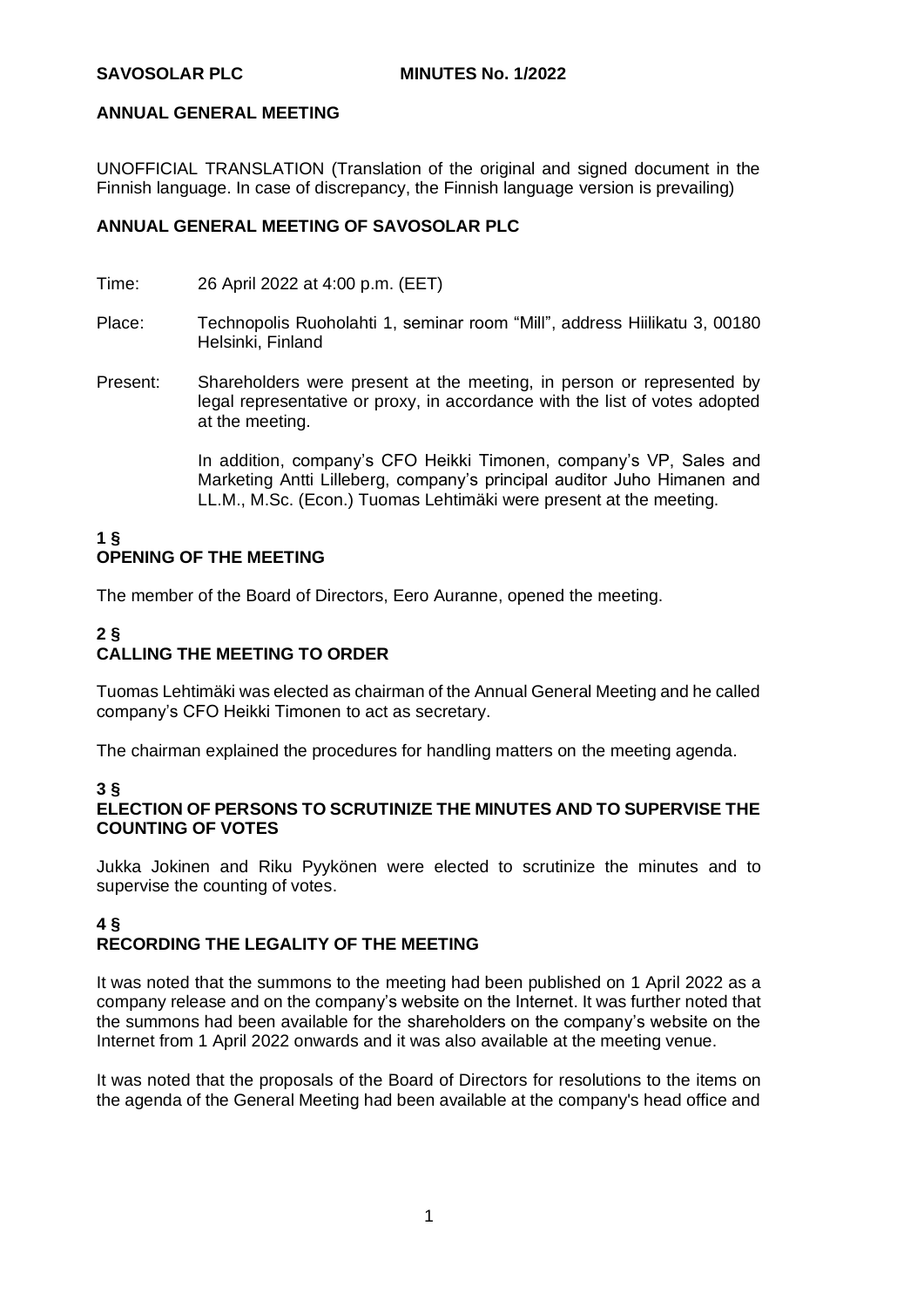**SAVOSOLAR PLC MINUTES No. 1/2022**

**ANNUAL GENERAL MEETING**

UNOFFICIAL TRANSLATION (Translation of the original and signed document in the Finnish language. In case of discrepancy, the Finnish language version is prevailing)

# ANNUAL GENERAL MEETING OF SAVOSOLAR PLC

Time: 26 April 2022 at 4:00 p.m. (EET)

Place: Technopolis Ruoholahti 1, seminar room "Mill", address Hiilikatu 3, 00180 Helsinki, Finland

Present: Shareholders were present at the meeting, in person or represented by legal representative or proxy, in accordance with the list of votes adopted at the meeting.

In addition, company's CFO Heikki Timonen, company's VP, Sales and Marketing Antti Lilleberg, company's principal auditor Juho Himanen and LL.M., M.Sc. (Econ.) Tuomas Lehtimäki were present at the meeting.

## 1 §
## OPENING OF THE MEETING

The member of the Board of Directors, Eero Auranne, opened the meeting.

## 2 §
## CALLING THE MEETING TO ORDER

Tuomas Lehtimäki was elected as chairman of the Annual General Meeting and he called company's CFO Heikki Timonen to act as secretary.

The chairman explained the procedures for handling matters on the meeting agenda.

## 3 §
## ELECTION OF PERSONS TO SCRUTINIZE THE MINUTES AND TO SUPERVISE THE COUNTING OF VOTES

Jukka Jokinen and Riku Pyykönen were elected to scrutinize the minutes and to supervise the counting of votes.

## 4 §
## RECORDING THE LEGALITY OF THE MEETING

It was noted that the summons to the meeting had been published on 1 April 2022 as a company release and on the company's website on the Internet. It was further noted that the summons had been available for the shareholders on the company's website on the Internet from 1 April 2022 onwards and it was also available at the meeting venue.

It was noted that the proposals of the Board of Directors for resolutions to the items on the agenda of the General Meeting had been available at the company's head office and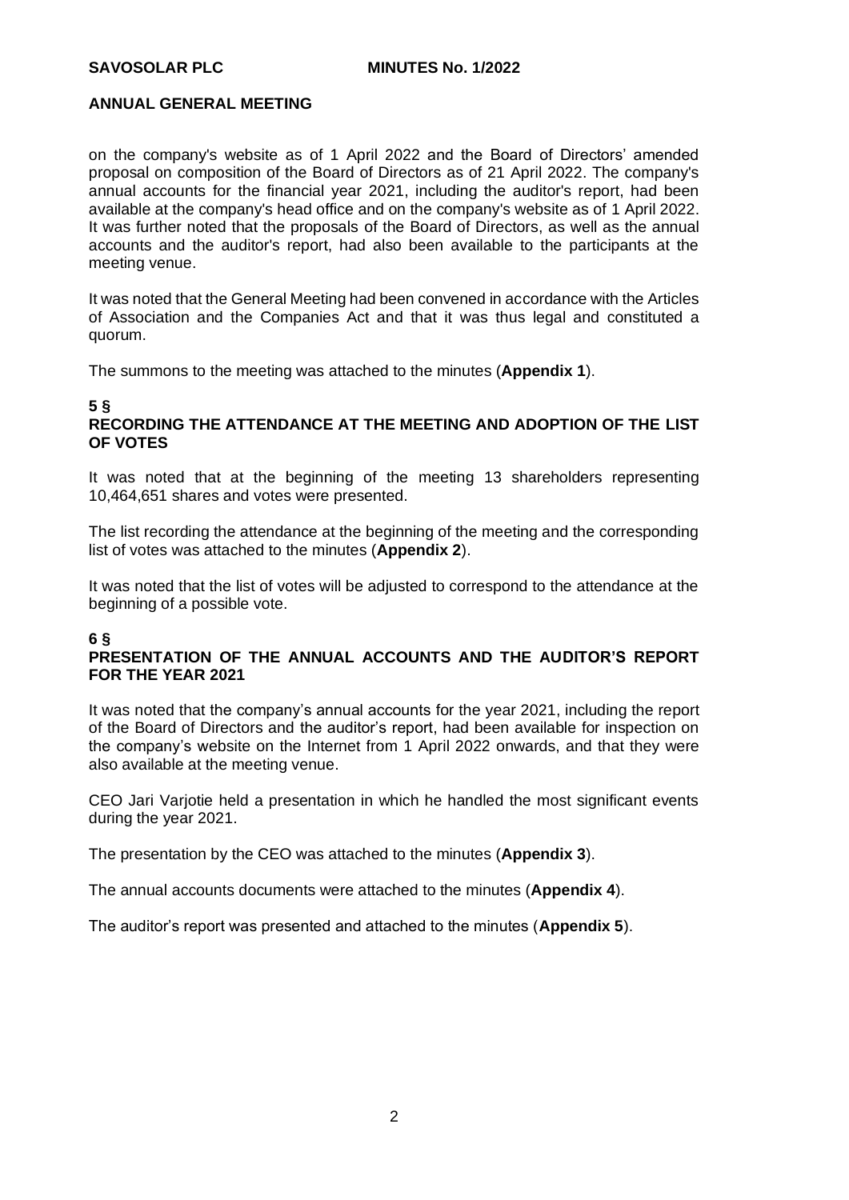on the company's website as of 1 April 2022 and the Board of Directors' amended proposal on composition of the Board of Directors as of 21 April 2022. The company's annual accounts for the financial year 2021, including the auditor's report, had been available at the company's head office and on the company's website as of 1 April 2022. It was further noted that the proposals of the Board of Directors, as well as the annual accounts and the auditor's report, had also been available to the participants at the meeting venue.

It was noted that the General Meeting had been convened in accordance with the Articles of Association and the Companies Act and that it was thus legal and constituted a quorum.

The summons to the meeting was attached to the minutes (**Appendix 1**).

## 5 §
## RECORDING THE ATTENDANCE AT THE MEETING AND ADOPTION OF THE LIST OF VOTES

It was noted that at the beginning of the meeting 13 shareholders representing 10,464,651 shares and votes were presented.

The list recording the attendance at the beginning of the meeting and the corresponding list of votes was attached to the minutes (**Appendix 2**).

It was noted that the list of votes will be adjusted to correspond to the attendance at the beginning of a possible vote.

## 6 §
## PRESENTATION OF THE ANNUAL ACCOUNTS AND THE AUDITOR'S REPORT FOR THE YEAR 2021

It was noted that the company's annual accounts for the year 2021, including the report of the Board of Directors and the auditor's report, had been available for inspection on the company's website on the Internet from 1 April 2022 onwards, and that they were also available at the meeting venue.

CEO Jari Varjotie held a presentation in which he handled the most significant events during the year 2021.

The presentation by the CEO was attached to the minutes (**Appendix 3**).

The annual accounts documents were attached to the minutes (**Appendix 4**).

The auditor's report was presented and attached to the minutes (**Appendix 5**).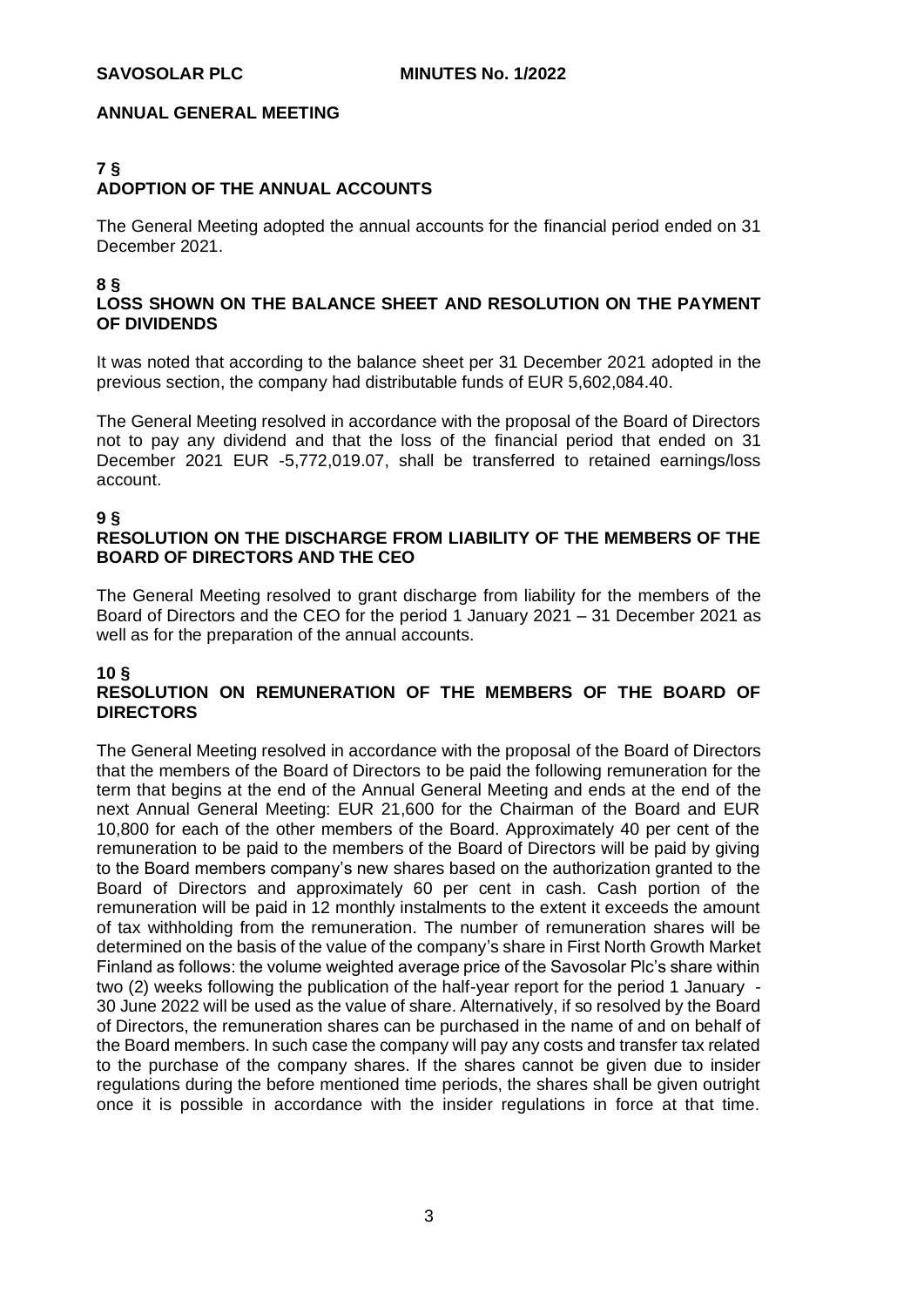## 7 §
## ADOPTION OF THE ANNUAL ACCOUNTS

The General Meeting adopted the annual accounts for the financial period ended on 31 December 2021.

## 8 §
## LOSS SHOWN ON THE BALANCE SHEET AND RESOLUTION ON THE PAYMENT OF DIVIDENDS

It was noted that according to the balance sheet per 31 December 2021 adopted in the previous section, the company had distributable funds of EUR 5,602,084.40.

The General Meeting resolved in accordance with the proposal of the Board of Directors not to pay any dividend and that the loss of the financial period that ended on 31 December 2021 EUR -5,772,019.07, shall be transferred to retained earnings/loss account.

## 9 §
## RESOLUTION ON THE DISCHARGE FROM LIABILITY OF THE MEMBERS OF THE BOARD OF DIRECTORS AND THE CEO

The General Meeting resolved to grant discharge from liability for the members of the Board of Directors and the CEO for the period 1 January 2021 – 31 December 2021 as well as for the preparation of the annual accounts.

## 10 §
## RESOLUTION ON REMUNERATION OF THE MEMBERS OF THE BOARD OF DIRECTORS

The General Meeting resolved in accordance with the proposal of the Board of Directors that the members of the Board of Directors to be paid the following remuneration for the term that begins at the end of the Annual General Meeting and ends at the end of the next Annual General Meeting: EUR 21,600 for the Chairman of the Board and EUR 10,800 for each of the other members of the Board. Approximately 40 per cent of the remuneration to be paid to the members of the Board of Directors will be paid by giving to the Board members company's new shares based on the authorization granted to the Board of Directors and approximately 60 per cent in cash. Cash portion of the remuneration will be paid in 12 monthly instalments to the extent it exceeds the amount of tax withholding from the remuneration. The number of remuneration shares will be determined on the basis of the value of the company's share in First North Growth Market Finland as follows: the volume weighted average price of the Savosolar Plc's share within two (2) weeks following the publication of the half-year report for the period 1 January - 30 June 2022 will be used as the value of share. Alternatively, if so resolved by the Board of Directors, the remuneration shares can be purchased in the name of and on behalf of the Board members. In such case the company will pay any costs and transfer tax related to the purchase of the company shares. If the shares cannot be given due to insider regulations during the before mentioned time periods, the shares shall be given outright once it is possible in accordance with the insider regulations in force at that time.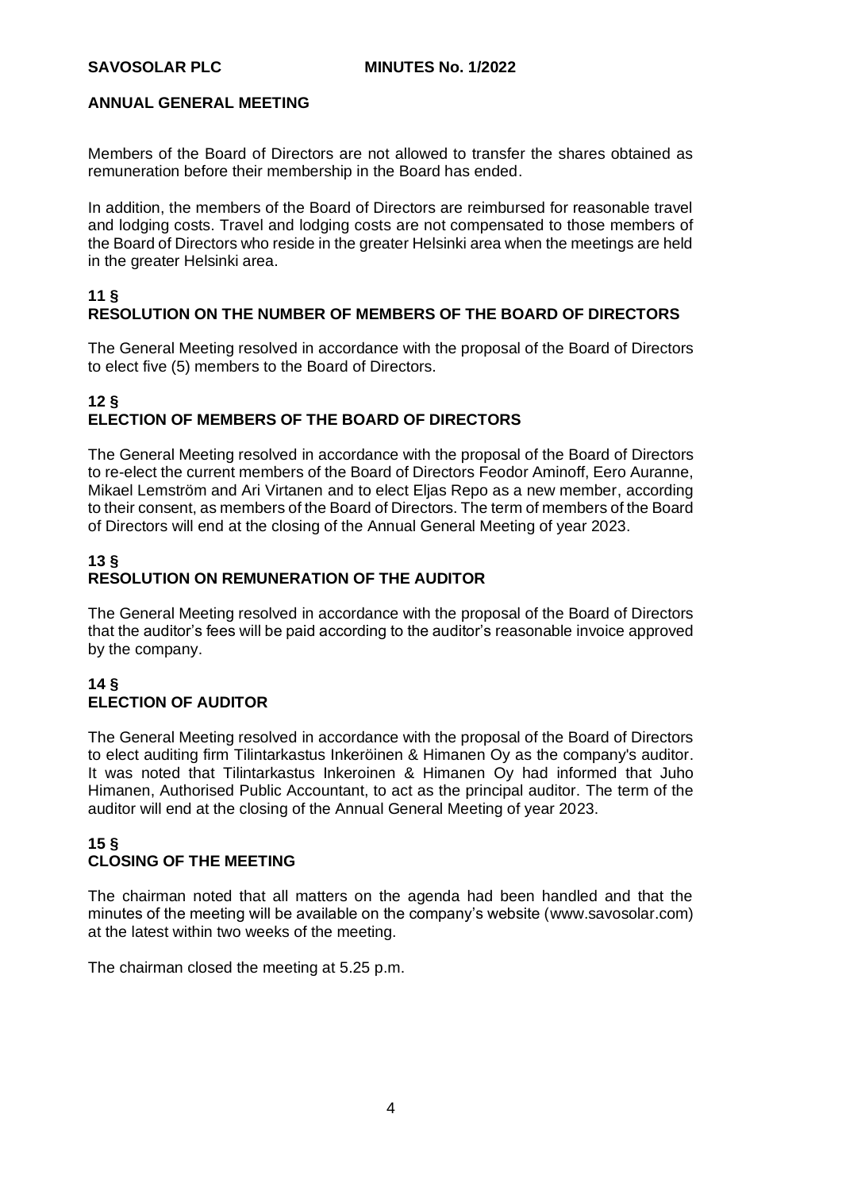Members of the Board of Directors are not allowed to transfer the shares obtained as remuneration before their membership in the Board has ended.

In addition, the members of the Board of Directors are reimbursed for reasonable travel and lodging costs. Travel and lodging costs are not compensated to those members of the Board of Directors who reside in the greater Helsinki area when the meetings are held in the greater Helsinki area.

## 11 §
## RESOLUTION ON THE NUMBER OF MEMBERS OF THE BOARD OF DIRECTORS

The General Meeting resolved in accordance with the proposal of the Board of Directors to elect five (5) members to the Board of Directors.

## 12 §
## ELECTION OF MEMBERS OF THE BOARD OF DIRECTORS

The General Meeting resolved in accordance with the proposal of the Board of Directors to re-elect the current members of the Board of Directors Feodor Aminoff, Eero Auranne, Mikael Lemström and Ari Virtanen and to elect Eljas Repo as a new member, according to their consent, as members of the Board of Directors. The term of members of the Board of Directors will end at the closing of the Annual General Meeting of year 2023.

## 13 §
## RESOLUTION ON REMUNERATION OF THE AUDITOR

The General Meeting resolved in accordance with the proposal of the Board of Directors that the auditor's fees will be paid according to the auditor's reasonable invoice approved by the company.

## 14 §
## ELECTION OF AUDITOR

The General Meeting resolved in accordance with the proposal of the Board of Directors to elect auditing firm Tilintarkastus Inkeröinen & Himanen Oy as the company's auditor. It was noted that Tilintarkastus Inkeroinen & Himanen Oy had informed that Juho Himanen, Authorised Public Accountant, to act as the principal auditor. The term of the auditor will end at the closing of the Annual General Meeting of year 2023.

## 15 §
## CLOSING OF THE MEETING

The chairman noted that all matters on the agenda had been handled and that the minutes of the meeting will be available on the company's website (www.savosolar.com) at the latest within two weeks of the meeting.

The chairman closed the meeting at 5.25 p.m.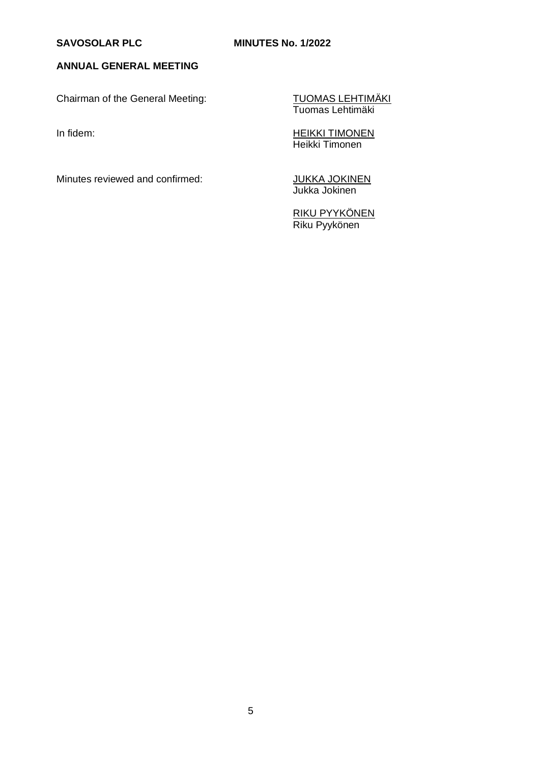**SAVOSOLAR PLC** **MINUTES No. 1/2022**

**ANNUAL GENERAL MEETING**

| | |
|---|---|
| Chairman of the General Meeting: | TUOMAS LEHTIMÄKI<br>Tuomas Lehtimäki |
| In fidem: | HEIKKI TIMONEN<br>Heikki Timonen |
| Minutes reviewed and confirmed: | JUKKA JOKINEN<br>Jukka Jokinen |
| | RIKU PYYKÖNEN<br>Riku Pyykönen |